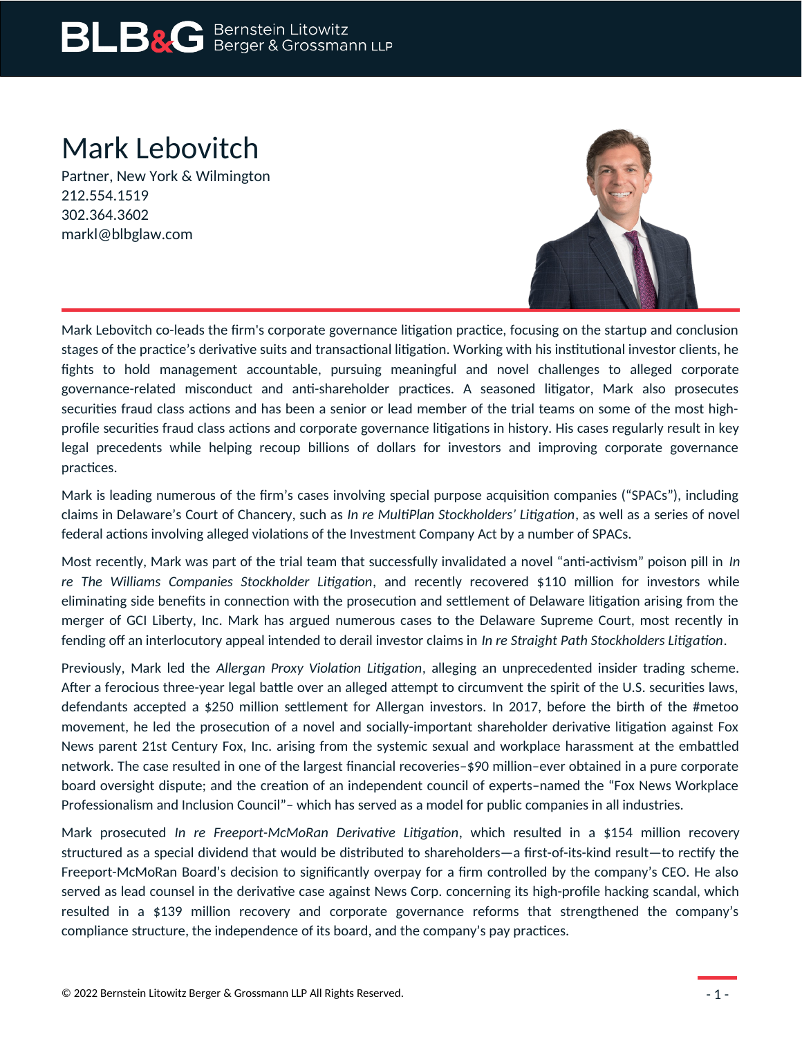# Mark Lebovitch

Partner, New York & Wilmington
212.554.1519
302.364.3602
markl@blbglaw.com

Mark Lebovitch co-leads the firm's corporate governance litigation practice, focusing on the startup and conclusion stages of the practice's derivative suits and transactional litigation. Working with his institutional investor clients, he fights to hold management accountable, pursuing meaningful and novel challenges to alleged corporate governance-related misconduct and anti-shareholder practices. A seasoned litigator, Mark also prosecutes securities fraud class actions and has been a senior or lead member of the trial teams on some of the most high-profile securities fraud class actions and corporate governance litigations in history. His cases regularly result in key legal precedents while helping recoup billions of dollars for investors and improving corporate governance practices.

Mark is leading numerous of the firm's cases involving special purpose acquisition companies ("SPACs"), including claims in Delaware's Court of Chancery, such as *In re MultiPlan Stockholders' Litigation*, as well as a series of novel federal actions involving alleged violations of the Investment Company Act by a number of SPACs.

Most recently, Mark was part of the trial team that successfully invalidated a novel "anti-activism" poison pill in *In re The Williams Companies Stockholder Litigation*, and recently recovered $110 million for investors while eliminating side benefits in connection with the prosecution and settlement of Delaware litigation arising from the merger of GCI Liberty, Inc. Mark has argued numerous cases to the Delaware Supreme Court, most recently in fending off an interlocutory appeal intended to derail investor claims in *In re Straight Path Stockholders Litigation*.

Previously, Mark led the *Allergan Proxy Violation Litigation*, alleging an unprecedented insider trading scheme. After a ferocious three-year legal battle over an alleged attempt to circumvent the spirit of the U.S. securities laws, defendants accepted a $250 million settlement for Allergan investors. In 2017, before the birth of the #metoo movement, he led the prosecution of a novel and socially-important shareholder derivative litigation against Fox News parent 21st Century Fox, Inc. arising from the systemic sexual and workplace harassment at the embattled network. The case resulted in one of the largest financial recoveries–$90 million–ever obtained in a pure corporate board oversight dispute; and the creation of an independent council of experts–named the "Fox News Workplace Professionalism and Inclusion Council"– which has served as a model for public companies in all industries.

Mark prosecuted *In re Freeport-McMoRan Derivative Litigation*, which resulted in a $154 million recovery structured as a special dividend that would be distributed to shareholders—a first-of-its-kind result—to rectify the Freeport-McMoRan Board's decision to significantly overpay for a firm controlled by the company's CEO. He also served as lead counsel in the derivative case against News Corp. concerning its high-profile hacking scandal, which resulted in a $139 million recovery and corporate governance reforms that strengthened the company's compliance structure, the independence of its board, and the company's pay practices.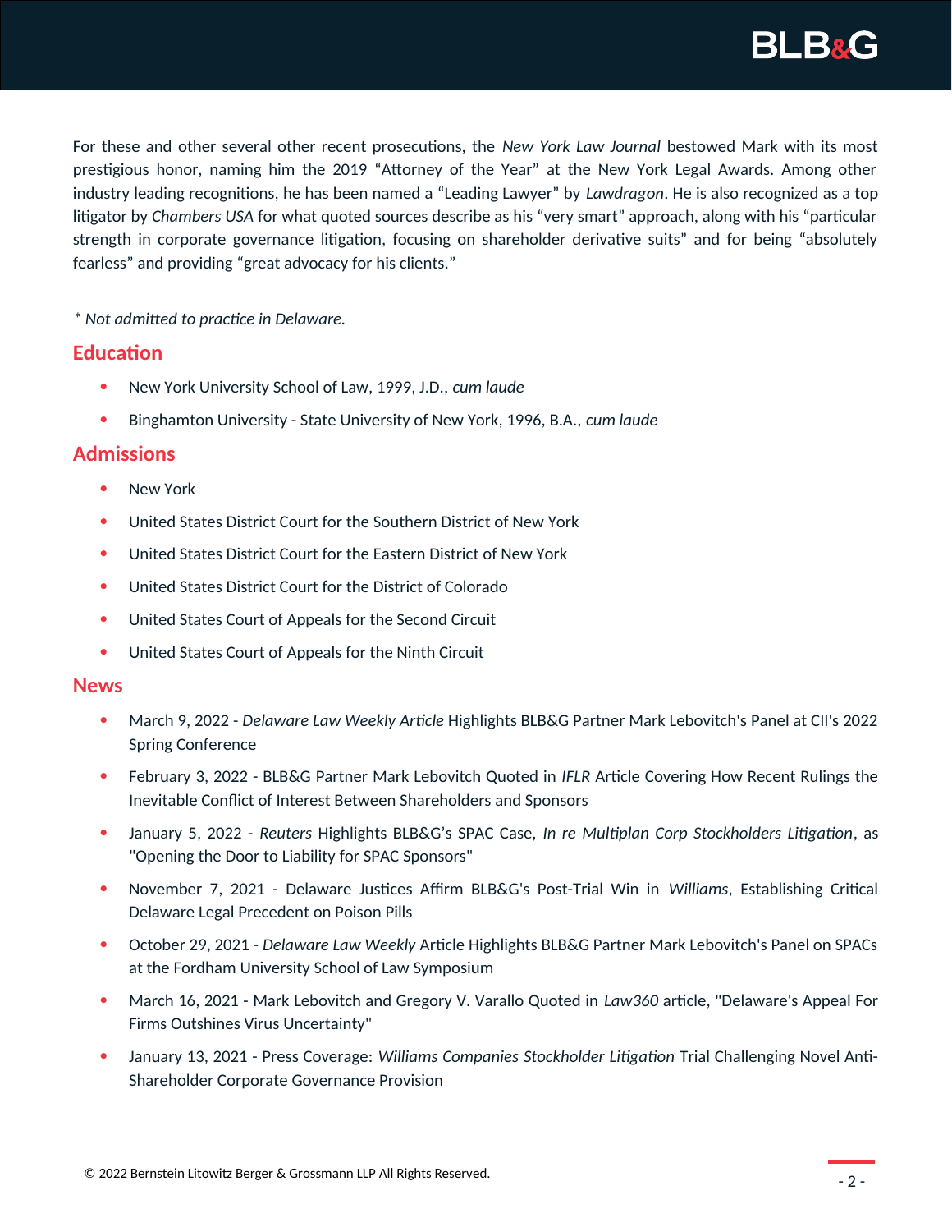For these and other several other recent prosecutions, the *New York Law Journal* bestowed Mark with its most prestigious honor, naming him the 2019 “Attorney of the Year” at the New York Legal Awards. Among other industry leading recognitions, he has been named a “Leading Lawyer” by *Lawdragon*. He is also recognized as a top litigator by *Chambers USA* for what quoted sources describe as his “very smart” approach, along with his “particular strength in corporate governance litigation, focusing on shareholder derivative suits” and for being “absolutely fearless” and providing “great advocacy for his clients.”

*\* Not admitted to practice in Delaware.*

## Education

- New York University School of Law, 1999, J.D., *cum laude*
- Binghamton University - State University of New York, 1996, B.A., *cum laude*

## Admissions

- New York
- United States District Court for the Southern District of New York
- United States District Court for the Eastern District of New York
- United States District Court for the District of Colorado
- United States Court of Appeals for the Second Circuit
- United States Court of Appeals for the Ninth Circuit

## News

- March 9, 2022 - *Delaware Law Weekly Article* Highlights BLB&G Partner Mark Lebovitch's Panel at CII's 2022 Spring Conference
- February 3, 2022 - BLB&G Partner Mark Lebovitch Quoted in *IFLR* Article Covering How Recent Rulings the Inevitable Conflict of Interest Between Shareholders and Sponsors
- January 5, 2022 - *Reuters* Highlights BLB&G’s SPAC Case, *In re Multiplan Corp Stockholders Litigation*, as "Opening the Door to Liability for SPAC Sponsors"
- November 7, 2021 - Delaware Justices Affirm BLB&G's Post-Trial Win in *Williams*, Establishing Critical Delaware Legal Precedent on Poison Pills
- October 29, 2021 - *Delaware Law Weekly* Article Highlights BLB&G Partner Mark Lebovitch's Panel on SPACs at the Fordham University School of Law Symposium
- March 16, 2021 - Mark Lebovitch and Gregory V. Varallo Quoted in *Law360* article, "Delaware's Appeal For Firms Outshines Virus Uncertainty"
- January 13, 2021 - Press Coverage: *Williams Companies Stockholder Litigation* Trial Challenging Novel Anti-Shareholder Corporate Governance Provision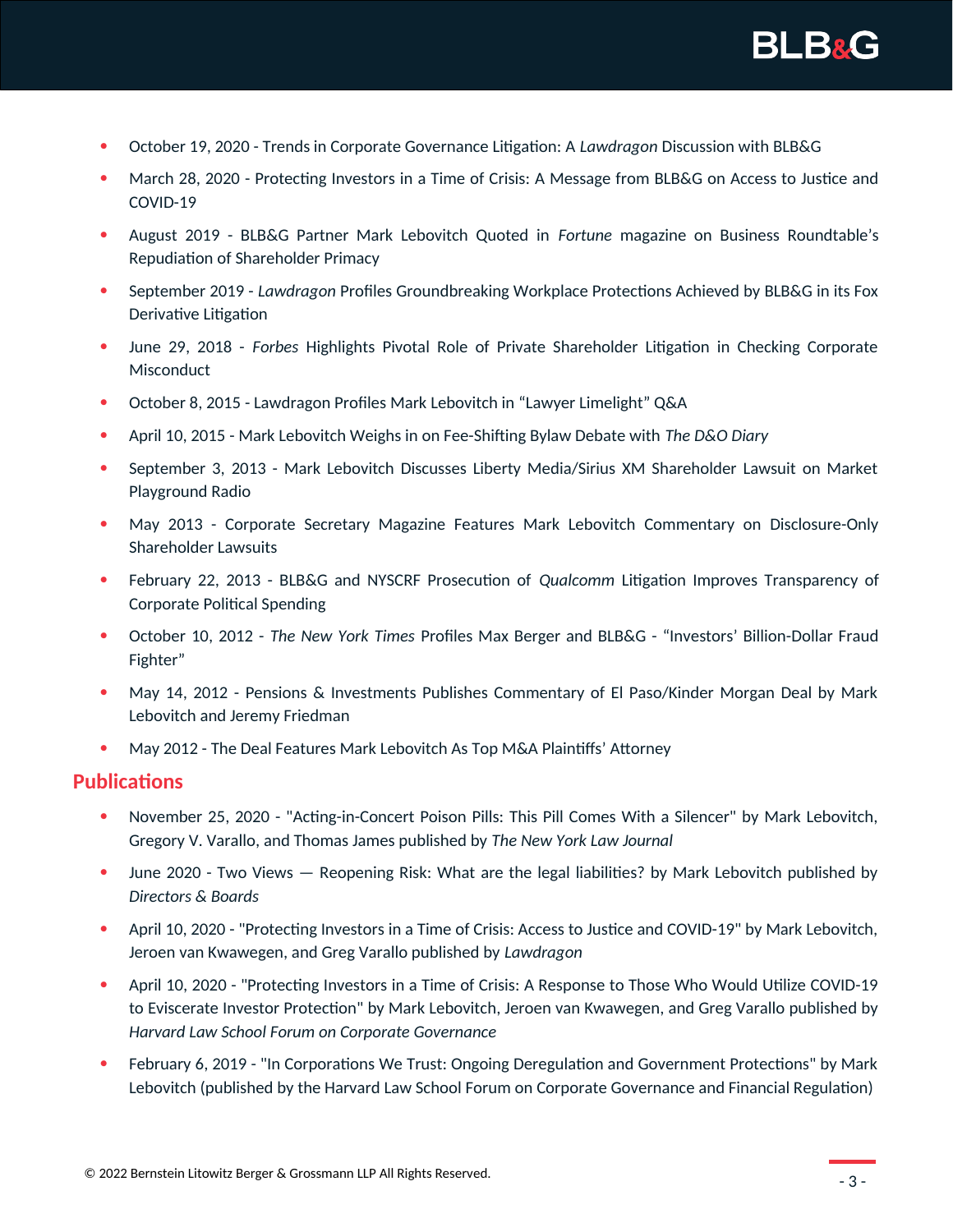- October 19, 2020 - Trends in Corporate Governance Litigation: A *Lawdragon* Discussion with BLB&G
- March 28, 2020 - Protecting Investors in a Time of Crisis: A Message from BLB&G on Access to Justice and COVID-19
- August 2019 - BLB&G Partner Mark Lebovitch Quoted in *Fortune* magazine on Business Roundtable's Repudiation of Shareholder Primacy
- September 2019 - *Lawdragon* Profiles Groundbreaking Workplace Protections Achieved by BLB&G in its Fox Derivative Litigation
- June 29, 2018 - *Forbes* Highlights Pivotal Role of Private Shareholder Litigation in Checking Corporate Misconduct
- October 8, 2015 - Lawdragon Profiles Mark Lebovitch in "Lawyer Limelight" Q&A
- April 10, 2015 - Mark Lebovitch Weighs in on Fee-Shifting Bylaw Debate with *The D&O Diary*
- September 3, 2013 - Mark Lebovitch Discusses Liberty Media/Sirius XM Shareholder Lawsuit on Market Playground Radio
- May 2013 - Corporate Secretary Magazine Features Mark Lebovitch Commentary on Disclosure-Only Shareholder Lawsuits
- February 22, 2013 - BLB&G and NYSCRF Prosecution of *Qualcomm* Litigation Improves Transparency of Corporate Political Spending
- October 10, 2012 - *The New York Times* Profiles Max Berger and BLB&G - "Investors' Billion-Dollar Fraud Fighter"
- May 14, 2012 - Pensions & Investments Publishes Commentary of El Paso/Kinder Morgan Deal by Mark Lebovitch and Jeremy Friedman
- May 2012 - The Deal Features Mark Lebovitch As Top M&A Plaintiffs' Attorney

## Publications

- November 25, 2020 - "Acting-in-Concert Poison Pills: This Pill Comes With a Silencer" by Mark Lebovitch, Gregory V. Varallo, and Thomas James published by *The New York Law Journal*
- June 2020 - Two Views — Reopening Risk: What are the legal liabilities? by Mark Lebovitch published by *Directors & Boards*
- April 10, 2020 - "Protecting Investors in a Time of Crisis: Access to Justice and COVID-19" by Mark Lebovitch, Jeroen van Kwawegen, and Greg Varallo published by *Lawdragon*
- April 10, 2020 - "Protecting Investors in a Time of Crisis: A Response to Those Who Would Utilize COVID-19 to Eviscerate Investor Protection" by Mark Lebovitch, Jeroen van Kwawegen, and Greg Varallo published by *Harvard Law School Forum on Corporate Governance*
- February 6, 2019 - "In Corporations We Trust: Ongoing Deregulation and Government Protections" by Mark Lebovitch (published by the Harvard Law School Forum on Corporate Governance and Financial Regulation)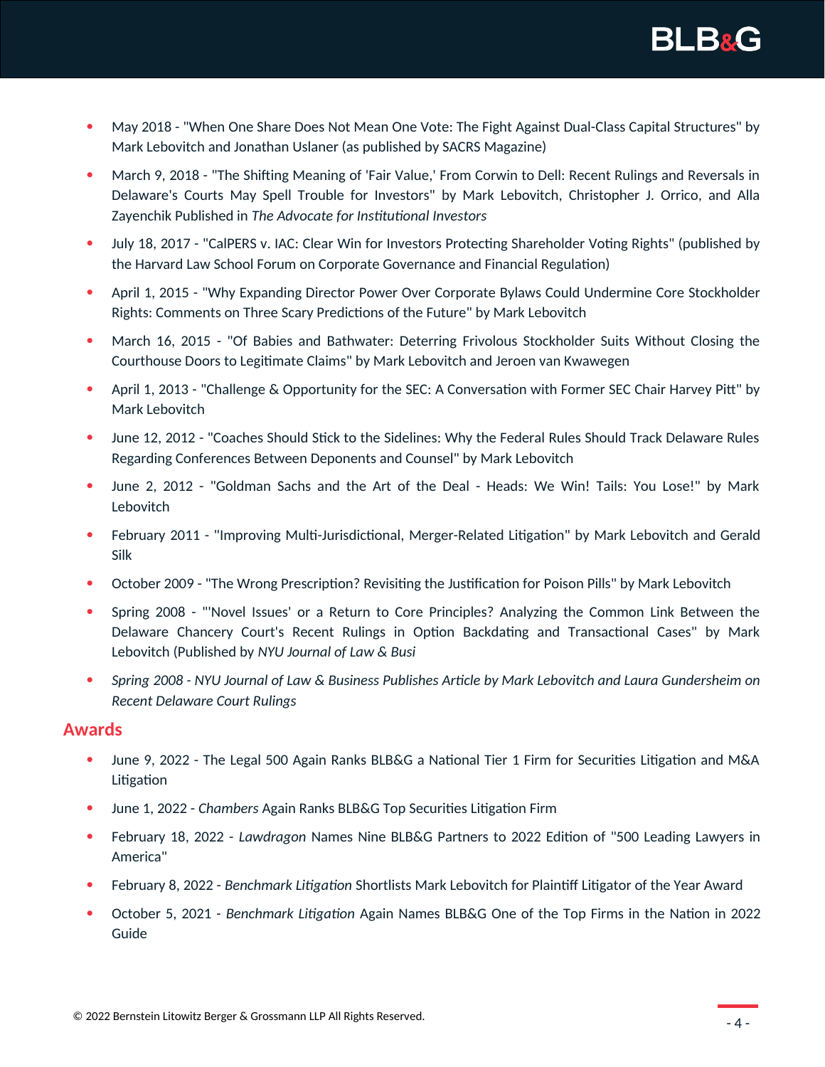- May 2018 - "When One Share Does Not Mean One Vote: The Fight Against Dual-Class Capital Structures" by Mark Lebovitch and Jonathan Uslaner (as published by SACRS Magazine)
- March 9, 2018 - "The Shifting Meaning of 'Fair Value,' From Corwin to Dell: Recent Rulings and Reversals in Delaware's Courts May Spell Trouble for Investors" by Mark Lebovitch, Christopher J. Orrico, and Alla Zayenchik Published in *The Advocate for Institutional Investors*
- July 18, 2017 - "CalPERS v. IAC: Clear Win for Investors Protecting Shareholder Voting Rights" (published by the Harvard Law School Forum on Corporate Governance and Financial Regulation)
- April 1, 2015 - "Why Expanding Director Power Over Corporate Bylaws Could Undermine Core Stockholder Rights: Comments on Three Scary Predictions of the Future" by Mark Lebovitch
- March 16, 2015 - "Of Babies and Bathwater: Deterring Frivolous Stockholder Suits Without Closing the Courthouse Doors to Legitimate Claims" by Mark Lebovitch and Jeroen van Kwawegen
- April 1, 2013 - "Challenge & Opportunity for the SEC: A Conversation with Former SEC Chair Harvey Pitt" by Mark Lebovitch
- June 12, 2012 - "Coaches Should Stick to the Sidelines: Why the Federal Rules Should Track Delaware Rules Regarding Conferences Between Deponents and Counsel" by Mark Lebovitch
- June 2, 2012 - "Goldman Sachs and the Art of the Deal - Heads: We Win! Tails: You Lose!" by Mark Lebovitch
- February 2011 - "Improving Multi-Jurisdictional, Merger-Related Litigation" by Mark Lebovitch and Gerald Silk
- October 2009 - "The Wrong Prescription? Revisiting the Justification for Poison Pills" by Mark Lebovitch
- Spring 2008 - "'Novel Issues' or a Return to Core Principles? Analyzing the Common Link Between the Delaware Chancery Court's Recent Rulings in Option Backdating and Transactional Cases" by Mark Lebovitch (Published by *NYU Journal of Law & Busi*
- *Spring 2008 - NYU Journal of Law & Business Publishes Article by Mark Lebovitch and Laura Gundersheim on Recent Delaware Court Rulings*

## Awards

- June 9, 2022 - The Legal 500 Again Ranks BLB&G a National Tier 1 Firm for Securities Litigation and M&A Litigation
- June 1, 2022 - *Chambers* Again Ranks BLB&G Top Securities Litigation Firm
- February 18, 2022 - *Lawdragon* Names Nine BLB&G Partners to 2022 Edition of "500 Leading Lawyers in America"
- February 8, 2022 - *Benchmark Litigation* Shortlists Mark Lebovitch for Plaintiff Litigator of the Year Award
- October 5, 2021 - *Benchmark Litigation* Again Names BLB&G One of the Top Firms in the Nation in 2022 Guide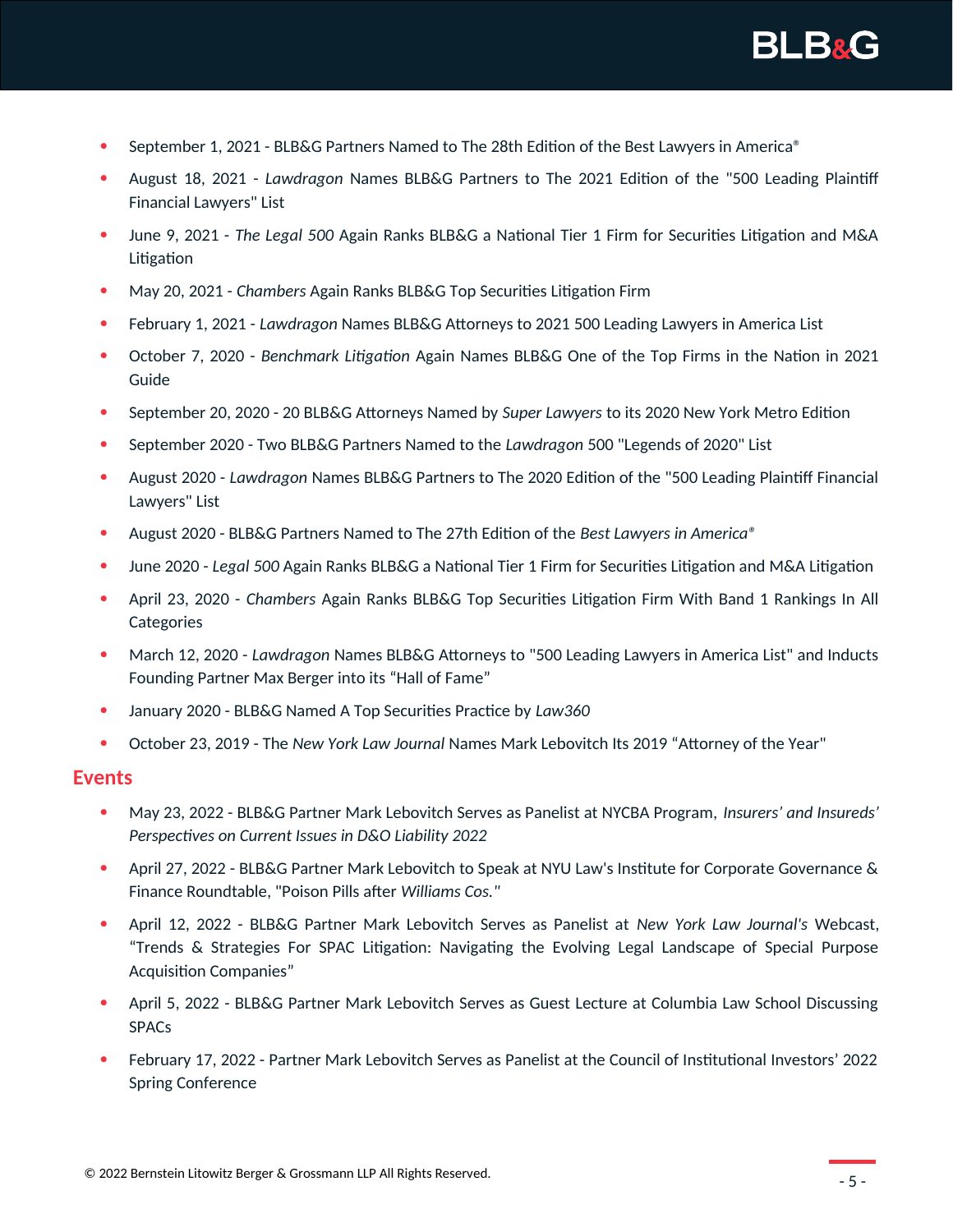- September 1, 2021 - BLB&G Partners Named to The 28th Edition of the Best Lawyers in America®
- August 18, 2021 - *Lawdragon* Names BLB&G Partners to The 2021 Edition of the "500 Leading Plaintiff Financial Lawyers" List
- June 9, 2021 - *The Legal 500* Again Ranks BLB&G a National Tier 1 Firm for Securities Litigation and M&A Litigation
- May 20, 2021 - *Chambers* Again Ranks BLB&G Top Securities Litigation Firm
- February 1, 2021 - *Lawdragon* Names BLB&G Attorneys to 2021 500 Leading Lawyers in America List
- October 7, 2020 - *Benchmark Litigation* Again Names BLB&G One of the Top Firms in the Nation in 2021 Guide
- September 20, 2020 - 20 BLB&G Attorneys Named by *Super Lawyers* to its 2020 New York Metro Edition
- September 2020 - Two BLB&G Partners Named to the *Lawdragon* 500 "Legends of 2020" List
- August 2020 - *Lawdragon* Names BLB&G Partners to The 2020 Edition of the "500 Leading Plaintiff Financial Lawyers" List
- August 2020 - BLB&G Partners Named to The 27th Edition of the *Best Lawyers in America®*
- June 2020 - *Legal 500* Again Ranks BLB&G a National Tier 1 Firm for Securities Litigation and M&A Litigation
- April 23, 2020 - *Chambers* Again Ranks BLB&G Top Securities Litigation Firm With Band 1 Rankings In All Categories
- March 12, 2020 - *Lawdragon* Names BLB&G Attorneys to "500 Leading Lawyers in America List" and Inducts Founding Partner Max Berger into its "Hall of Fame"
- January 2020 - BLB&G Named A Top Securities Practice by *Law360*
- October 23, 2019 - The *New York Law Journal* Names Mark Lebovitch Its 2019 "Attorney of the Year"

## Events

- May 23, 2022 - BLB&G Partner Mark Lebovitch Serves as Panelist at NYCBA Program, *Insurers' and Insureds' Perspectives on Current Issues in D&O Liability 2022*
- April 27, 2022 - BLB&G Partner Mark Lebovitch to Speak at NYU Law's Institute for Corporate Governance & Finance Roundtable, "Poison Pills after *Williams Cos."*
- April 12, 2022 - BLB&G Partner Mark Lebovitch Serves as Panelist at *New York Law Journal's* Webcast, "Trends & Strategies For SPAC Litigation: Navigating the Evolving Legal Landscape of Special Purpose Acquisition Companies"
- April 5, 2022 - BLB&G Partner Mark Lebovitch Serves as Guest Lecture at Columbia Law School Discussing SPACs
- February 17, 2022 - Partner Mark Lebovitch Serves as Panelist at the Council of Institutional Investors' 2022 Spring Conference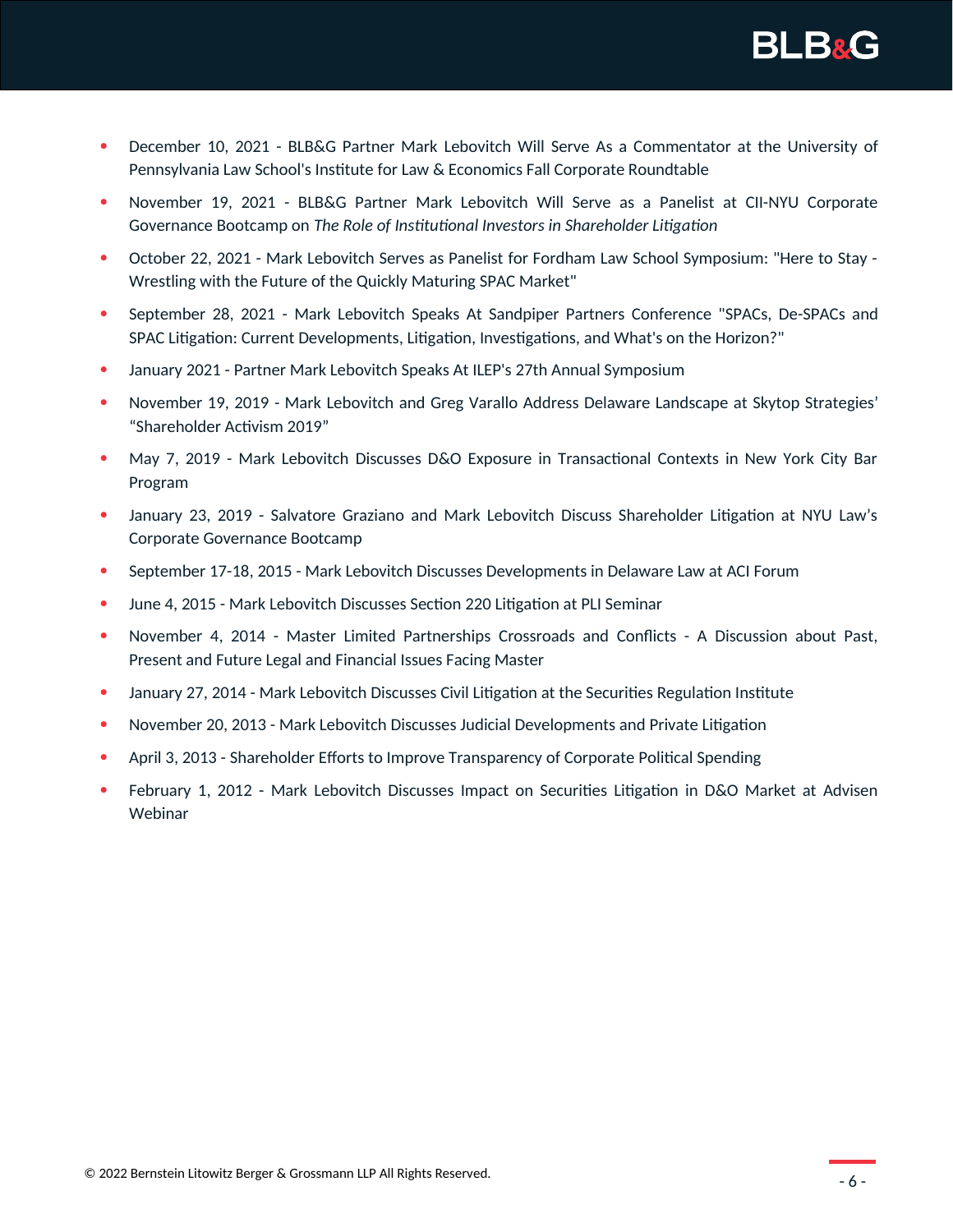- December 10, 2021 - BLB&G Partner Mark Lebovitch Will Serve As a Commentator at the University of Pennsylvania Law School's Institute for Law & Economics Fall Corporate Roundtable
- November 19, 2021 - BLB&G Partner Mark Lebovitch Will Serve as a Panelist at CII-NYU Corporate Governance Bootcamp on *The Role of Institutional Investors in Shareholder Litigation*
- October 22, 2021 - Mark Lebovitch Serves as Panelist for Fordham Law School Symposium: "Here to Stay - Wrestling with the Future of the Quickly Maturing SPAC Market"
- September 28, 2021 - Mark Lebovitch Speaks At Sandpiper Partners Conference "SPACs, De-SPACs and SPAC Litigation: Current Developments, Litigation, Investigations, and What's on the Horizon?"
- January 2021 - Partner Mark Lebovitch Speaks At ILEP's 27th Annual Symposium
- November 19, 2019 - Mark Lebovitch and Greg Varallo Address Delaware Landscape at Skytop Strategies' "Shareholder Activism 2019"
- May 7, 2019 - Mark Lebovitch Discusses D&O Exposure in Transactional Contexts in New York City Bar Program
- January 23, 2019 - Salvatore Graziano and Mark Lebovitch Discuss Shareholder Litigation at NYU Law's Corporate Governance Bootcamp
- September 17-18, 2015 - Mark Lebovitch Discusses Developments in Delaware Law at ACI Forum
- June 4, 2015 - Mark Lebovitch Discusses Section 220 Litigation at PLI Seminar
- November 4, 2014 - Master Limited Partnerships Crossroads and Conflicts - A Discussion about Past, Present and Future Legal and Financial Issues Facing Master
- January 27, 2014 - Mark Lebovitch Discusses Civil Litigation at the Securities Regulation Institute
- November 20, 2013 - Mark Lebovitch Discusses Judicial Developments and Private Litigation
- April 3, 2013 - Shareholder Efforts to Improve Transparency of Corporate Political Spending
- February 1, 2012 - Mark Lebovitch Discusses Impact on Securities Litigation in D&O Market at Advisen Webinar